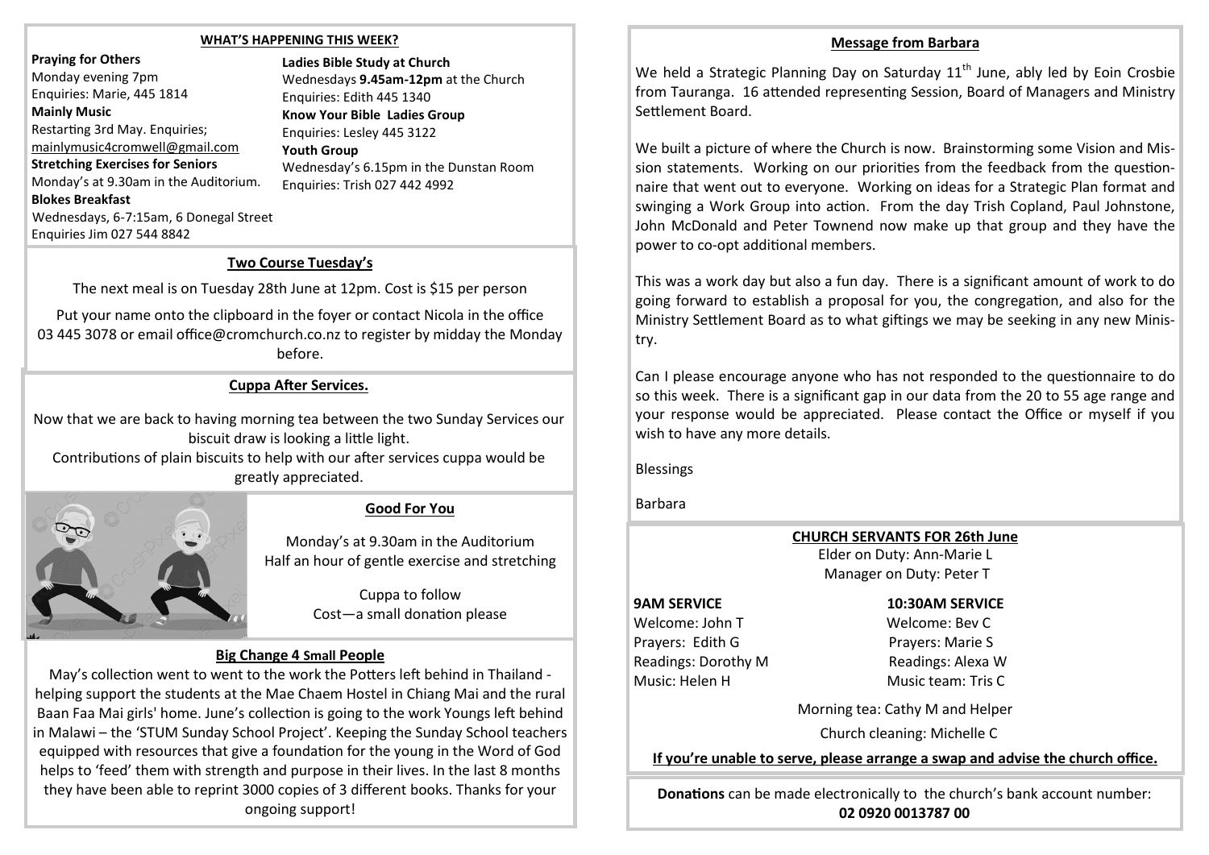## WHAT'S HAPPENING THIS WEEK?

**Praying for Others**
Monday evening 7pm
Enquiries: Marie, 445 1814

**Mainly Music**
Restarting 3rd May. Enquiries;
mainlymusic4cromwell@gmail.com

**Stretching Exercises for Seniors**
Monday's at 9.30am in the Auditorium.

**Blokes Breakfast**
Wednesdays, 6-7:15am, 6 Donegal Street
Enquiries Jim 027 544 8842

**Ladies Bible Study at Church**
Wednesdays **9.45am-12pm** at the Church
Enquiries: Edith 445 1340

**Know Your Bible Ladies Group**
Enquiries: Lesley 445 3122

**Youth Group**
Wednesday's 6.15pm in the Dunstan Room
Enquiries: Trish 027 442 4992

## Two Course Tuesday's

The next meal is on Tuesday 28th June at 12pm. Cost is $15 per person

Put your name onto the clipboard in the foyer or contact Nicola in the office 03 445 3078 or email office@cromchurch.co.nz to register by midday the Monday before.

## Cuppa After Services.

Now that we are back to having morning tea between the two Sunday Services our biscuit draw is looking a little light.

Contributions of plain biscuits to help with our after services cuppa would be greatly appreciated.

## Good For You

Monday's at 9.30am in the Auditorium
Half an hour of gentle exercise and stretching

Cuppa to follow
Cost—a small donation please

## Big Change 4 Small People

May's collection went to went to the work the Potters left behind in Thailand - helping support the students at the Mae Chaem Hostel in Chiang Mai and the rural Baan Faa Mai girls' home. June's collection is going to the work Youngs left behind in Malawi – the 'STUM Sunday School Project'. Keeping the Sunday School teachers equipped with resources that give a foundation for the young in the Word of God helps to 'feed' them with strength and purpose in their lives. In the last 8 months they have been able to reprint 3000 copies of 3 different books. Thanks for your ongoing support!

## Message from Barbara

We held a Strategic Planning Day on Saturday 11th June, ably led by Eoin Crosbie from Tauranga. 16 attended representing Session, Board of Managers and Ministry Settlement Board.

We built a picture of where the Church is now. Brainstorming some Vision and Mission statements. Working on our priorities from the feedback from the questionnaire that went out to everyone. Working on ideas for a Strategic Plan format and swinging a Work Group into action. From the day Trish Copland, Paul Johnstone, John McDonald and Peter Townend now make up that group and they have the power to co-opt additional members.

This was a work day but also a fun day. There is a significant amount of work to do going forward to establish a proposal for you, the congregation, and also for the Ministry Settlement Board as to what giftings we may be seeking in any new Ministry.

Can I please encourage anyone who has not responded to the questionnaire to do so this week. There is a significant gap in our data from the 20 to 55 age range and your response would be appreciated. Please contact the Office or myself if you wish to have any more details.

Blessings

Barbara

## CHURCH SERVANTS FOR 26th June

Elder on Duty: Ann-Marie L
Manager on Duty: Peter T

| 9AM SERVICE | 10:30AM SERVICE |
|---|---|
| Welcome: John T | Welcome: Bev C |
| Prayers: Edith G | Prayers: Marie S |
| Readings: Dorothy M | Readings: Alexa W |
| Music: Helen H | Music team: Tris C |

Morning tea: Cathy M and Helper

Church cleaning: Michelle C

**If you're unable to serve, please arrange a swap and advise the church office.**

**Donations** can be made electronically to the church's bank account number: **02 0920 0013787 00**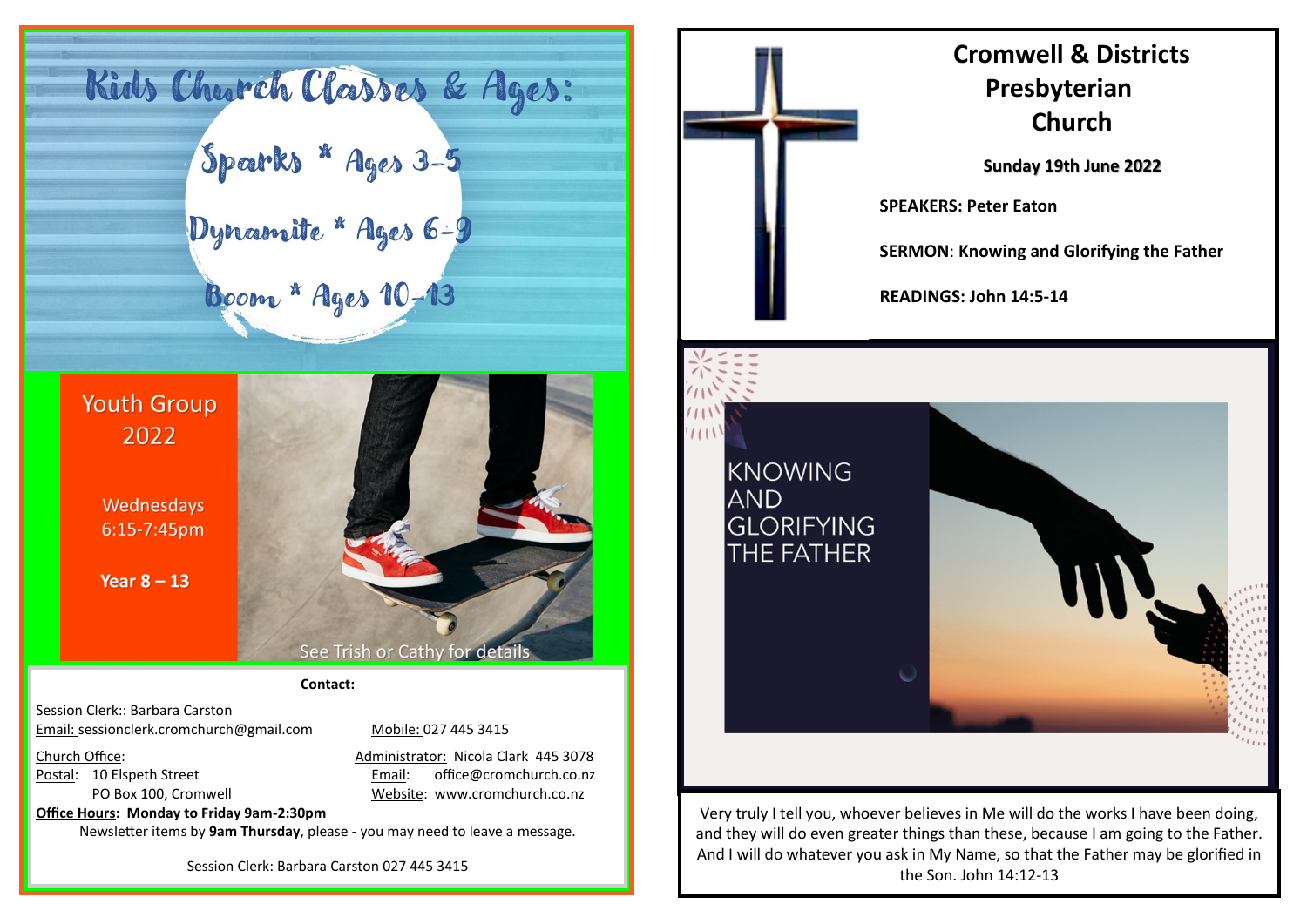# Kids Church Classes & Ages:

Sparks * Ages 3-5

Dynamite * Ages 6-9

Boom * Ages 10-13

## Youth Group 2022

Wednesdays
6:15-7:45pm

**Year 8 – 13**

See Trish or Cathy for details

**Contact:**

Session Clerk:: Barbara Carston
Email: sessionclerk.cromchurch@gmail.com  Mobile: 027 445 3415

Church Office:
Postal: 10 Elspeth Street
PO Box 100, Cromwell

Administrator: Nicola Clark 445 3078
Email: office@cromchurch.co.nz
Website: www.cromchurch.co.nz

**Office Hours: Monday to Friday 9am-2:30pm**
Newsletter items by **9am Thursday**, please - you may need to leave a message.

Session Clerk: Barbara Carston 027 445 3415

# Cromwell & Districts Presbyterian Church

**Sunday 19th June 2022**

**SPEAKERS: Peter Eaton**

**SERMON: Knowing and Glorifying the Father**

**READINGS: John 14:5-14**

KNOWING AND GLORIFYING THE FATHER

Very truly I tell you, whoever believes in Me will do the works I have been doing, and they will do even greater things than these, because I am going to the Father. And I will do whatever you ask in My Name, so that the Father may be glorified in the Son. John 14:12-13